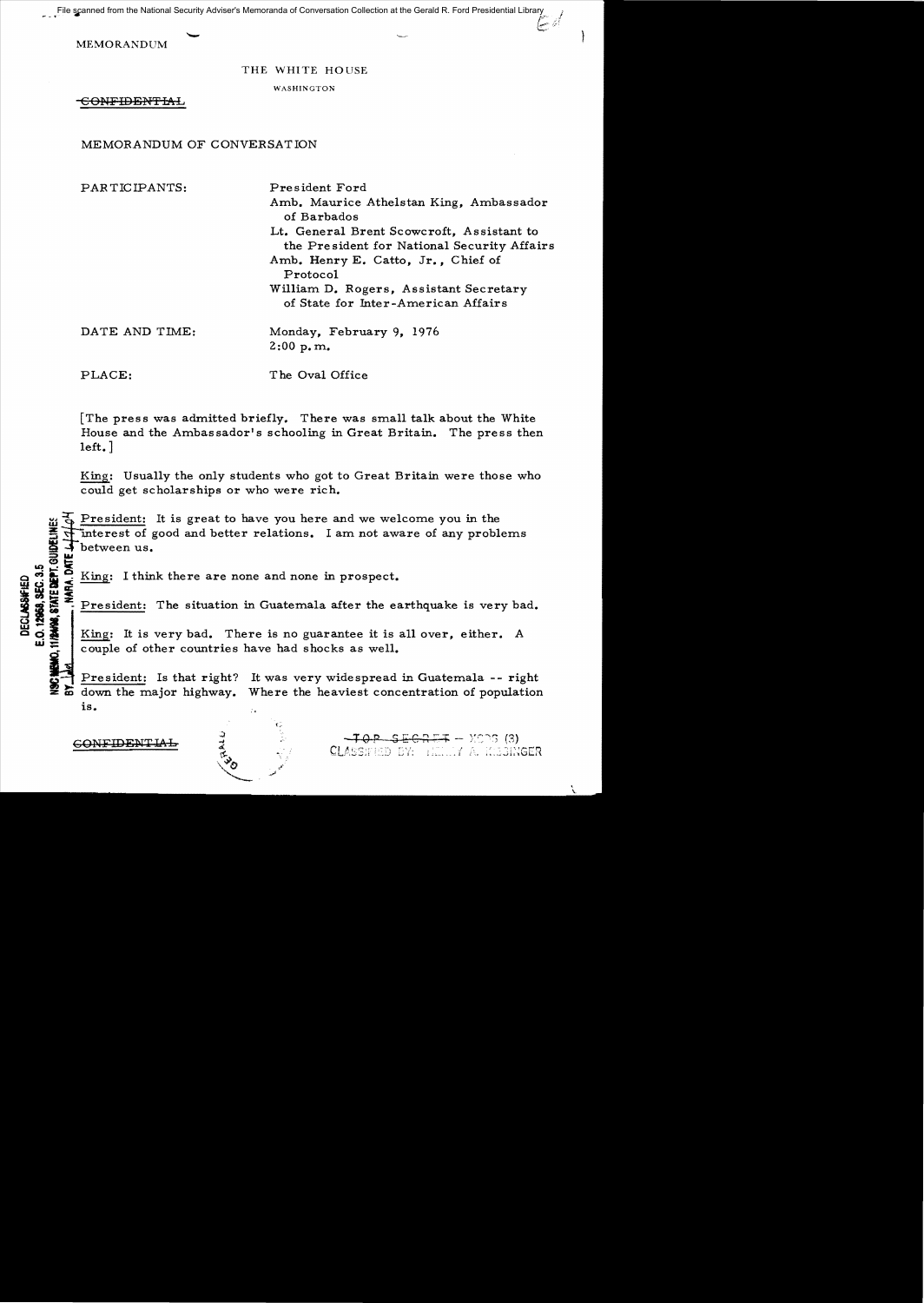File scanned from the National Security Adviser's Memoranda of Conversation Collection at the Gerald R. Ford Presidential Library

MEMORANDUM

THE WHITE HOUSE

WASHINGTON

~~CONFIDENTIAL~~

MEMORANDUM OF CONVERSATION

PARTICIPANTS: President Ford
Amb. Maurice Athelstan King, Ambassador of Barbados
Lt. General Brent Scowcroft, Assistant to the President for National Security Affairs
Amb. Henry E. Catto, Jr., Chief of Protocol
William D. Rogers, Assistant Secretary of State for Inter-American Affairs

DATE AND TIME: Monday, February 9, 1976
2:00 p.m.

PLACE: The Oval Office

[The press was admitted briefly. There was small talk about the White House and the Ambassador's schooling in Great Britain. The press then left.]

King: Usually the only students who got to Great Britain were those who could get scholarships or who were rich.

President: It is great to have you here and we welcome you in the interest of good and better relations. I am not aware of any problems between us.

King: I think there are none and none in prospect.

President: The situation in Guatemala after the earthquake is very bad.

King: It is very bad. There is no guarantee it is all over, either. A couple of other countries have had shocks as well.

President: Is that right? It was very widespread in Guatemala -- right down the major highway. Where the heaviest concentration of population is.

DECLASSIFIED
E.O. 12958, SEC. 3.5
NSC MEMO, 11/24/98, STATE DEPT. GUIDELINES
BY ___, NARA, DATE ___

~~CONFIDENTIAL~~

~~TOP SECRET~~ – XGDS (3)
CLASSIFIED BY: HENRY A. KISSINGER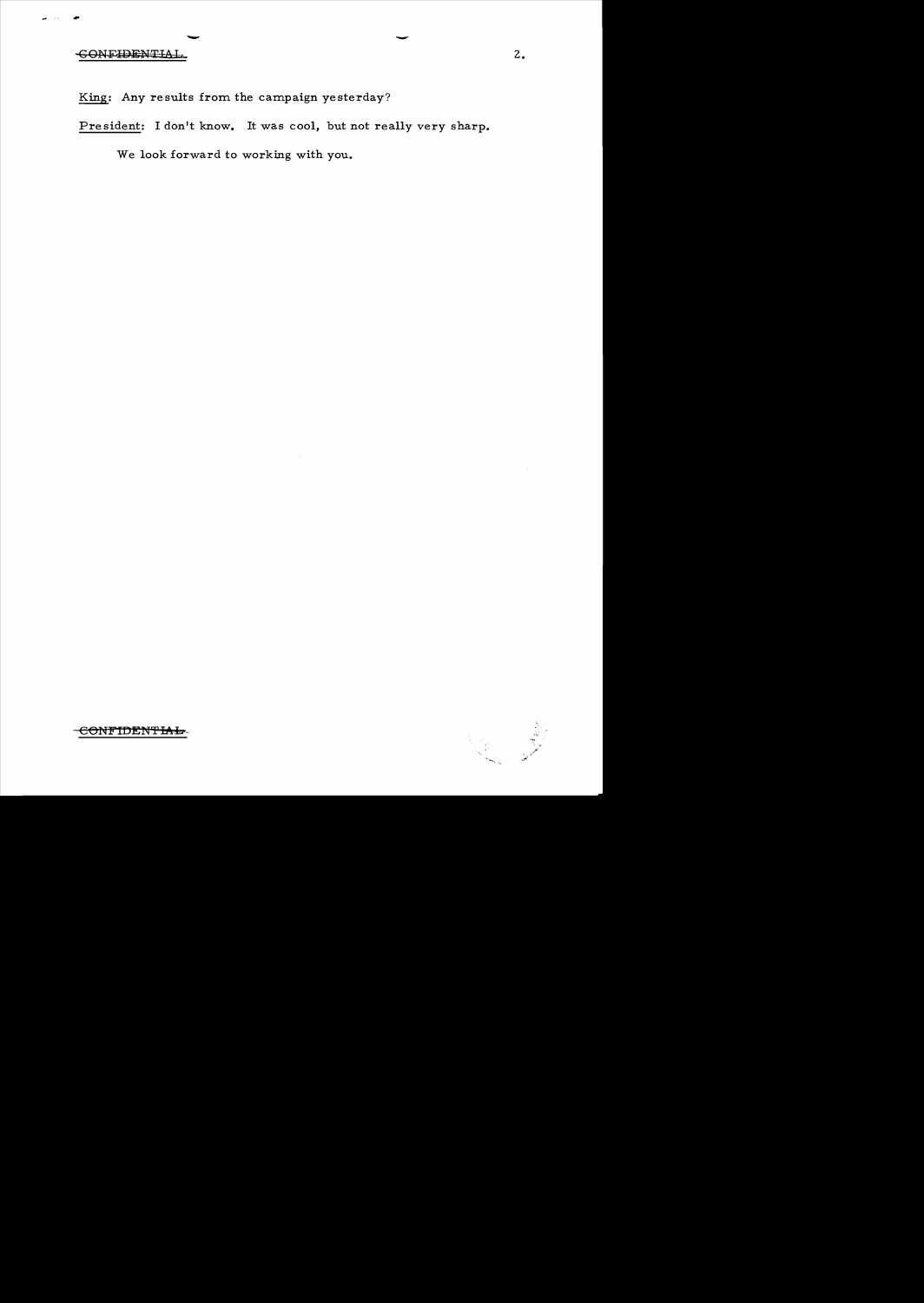King: Any results from the campaign yesterday?

President: I don't know. It was cool, but not really very sharp.

We look forward to working with you.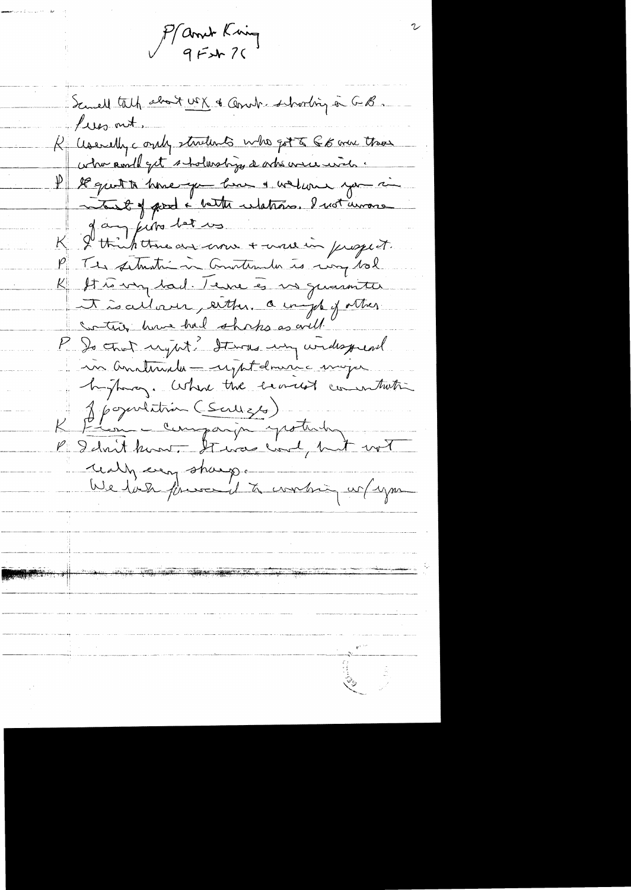P/Amb King
9 Feb 76

Small talk about USX & Amb. scholarship in GB.

Press out.

K Usually only students who got to GB were those who could get scholarships & otherwise wish.

P Be great to have you here & welcome you in context of good & better relations. I not aware of any probs between us.

K I think there are more & more in prospect.

P The situation in Guatemala is very bad

K It is very bad. There is no guarantee it is all over, either. A couple of other countries have had shocks as well.

P So that night? It was very widespread in Guatemala — right down major highway. Where the heaviest concentration of population (Scully)

K From a company yesterday

P I don't know. It was hard, but not really very sharp.

We look forward to working w/you